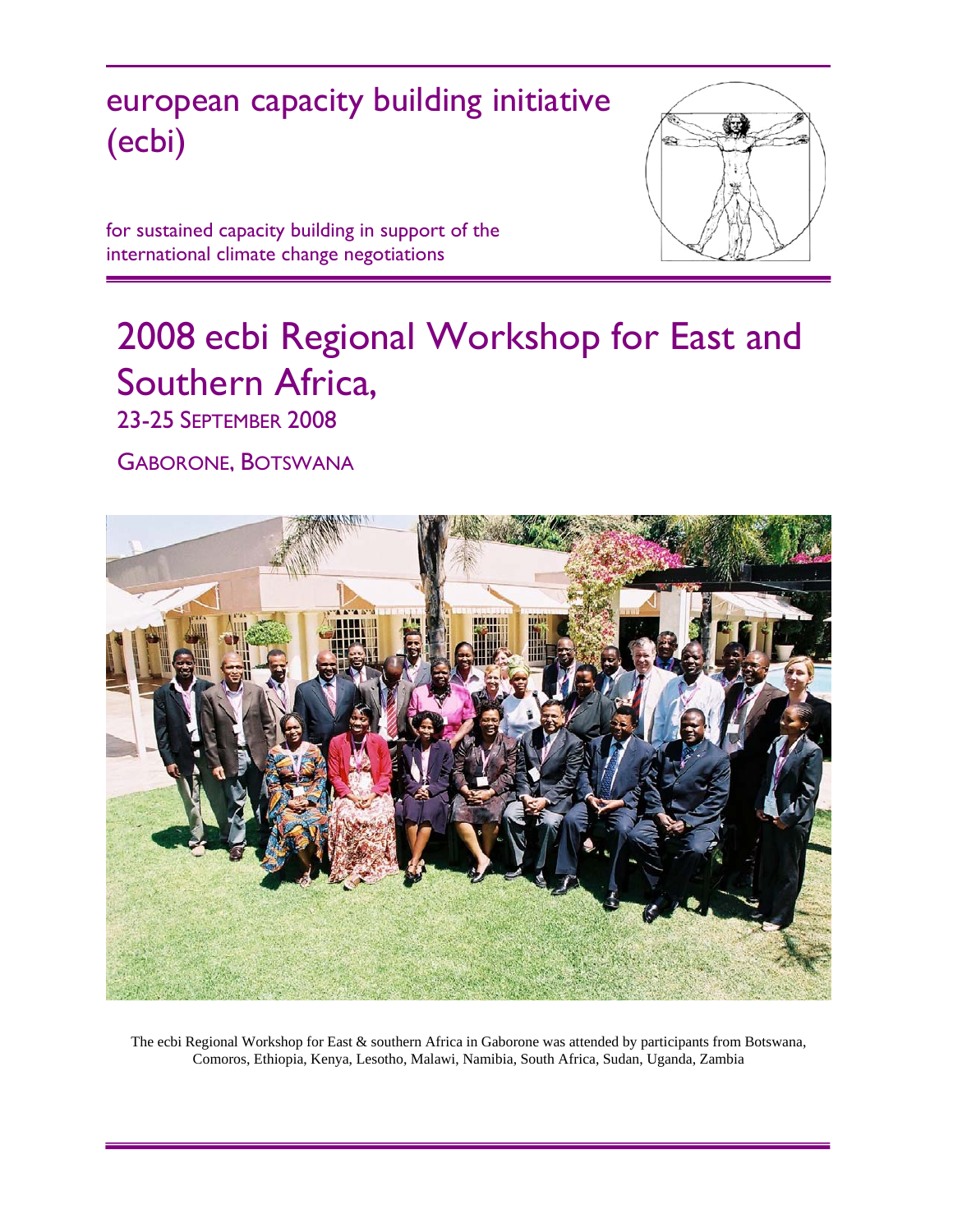# european capacity building initiative (ecbi)

for sustained capacity building in support of the international climate change negotiations

# 2008 ecbi Regional Workshop for East and Southern Africa,

## 23-25 SEPTEMBER 2008

## GABORONE, BOTSWANA

The ecbi Regional Workshop for East & southern Africa in Gaborone was attended by participants from Botswana, Comoros, Ethiopia, Kenya, Lesotho, Malawi, Namibia, South Africa, Sudan, Uganda, Zambia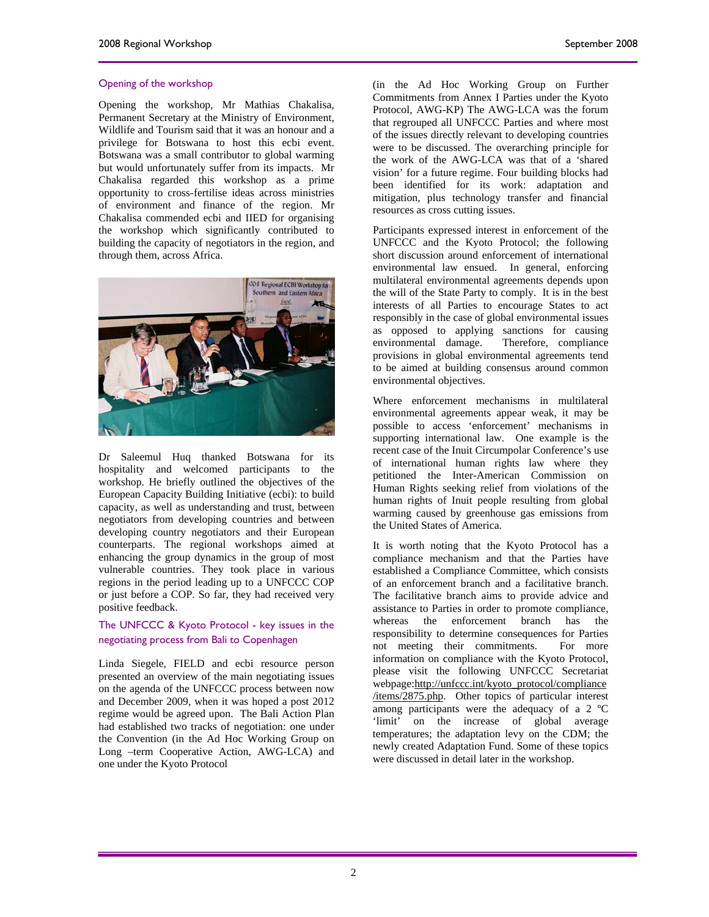## Opening of the workshop

Opening the workshop, Mr Mathias Chakalisa, Permanent Secretary at the Ministry of Environment, Wildlife and Tourism said that it was an honour and a privilege for Botswana to host this ecbi event. Botswana was a small contributor to global warming but would unfortunately suffer from its impacts. Mr Chakalisa regarded this workshop as a prime opportunity to cross-fertilise ideas across ministries of environment and finance of the region. Mr Chakalisa commended ecbi and IIED for organising the workshop which significantly contributed to building the capacity of negotiators in the region, and through them, across Africa.

Dr Saleemul Huq thanked Botswana for its hospitality and welcomed participants to the workshop. He briefly outlined the objectives of the European Capacity Building Initiative (ecbi): to build capacity, as well as understanding and trust, between negotiators from developing countries and between developing country negotiators and their European counterparts. The regional workshops aimed at enhancing the group dynamics in the group of most vulnerable countries. They took place in various regions in the period leading up to a UNFCCC COP or just before a COP. So far, they had received very positive feedback.

## The UNFCCC & Kyoto Protocol - key issues in the negotiating process from Bali to Copenhagen

Linda Siegele, FIELD and ecbi resource person presented an overview of the main negotiating issues on the agenda of the UNFCCC process between now and December 2009, when it was hoped a post 2012 regime would be agreed upon. The Bali Action Plan had established two tracks of negotiation: one under the Convention (in the Ad Hoc Working Group on Long –term Cooperative Action, AWG-LCA) and one under the Kyoto Protocol (in the Ad Hoc Working Group on Further Commitments from Annex I Parties under the Kyoto Protocol, AWG-KP) The AWG-LCA was the forum that regrouped all UNFCCC Parties and where most of the issues directly relevant to developing countries were to be discussed. The overarching principle for the work of the AWG-LCA was that of a 'shared vision' for a future regime. Four building blocks had been identified for its work: adaptation and mitigation, plus technology transfer and financial resources as cross cutting issues.

Participants expressed interest in enforcement of the UNFCCC and the Kyoto Protocol; the following short discussion around enforcement of international environmental law ensued. In general, enforcing multilateral environmental agreements depends upon the will of the State Party to comply. It is in the best interests of all Parties to encourage States to act responsibly in the case of global environmental issues as opposed to applying sanctions for causing environmental damage. Therefore, compliance provisions in global environmental agreements tend to be aimed at building consensus around common environmental objectives.

Where enforcement mechanisms in multilateral environmental agreements appear weak, it may be possible to access 'enforcement' mechanisms in supporting international law. One example is the recent case of the Inuit Circumpolar Conference's use of international human rights law where they petitioned the Inter-American Commission on Human Rights seeking relief from violations of the human rights of Inuit people resulting from global warming caused by greenhouse gas emissions from the United States of America.

It is worth noting that the Kyoto Protocol has a compliance mechanism and that the Parties have established a Compliance Committee, which consists of an enforcement branch and a facilitative branch. The facilitative branch aims to provide advice and assistance to Parties in order to promote compliance, whereas the enforcement branch has the responsibility to determine consequences for Parties not meeting their commitments. For more information on compliance with the Kyoto Protocol, please visit the following UNFCCC Secretariat webpage:http://unfccc.int/kyoto_protocol/compliance/items/2875.php. Other topics of particular interest among participants were the adequacy of a 2 ºC 'limit' on the increase of global average temperatures; the adaptation levy on the CDM; the newly created Adaptation Fund. Some of these topics were discussed in detail later in the workshop.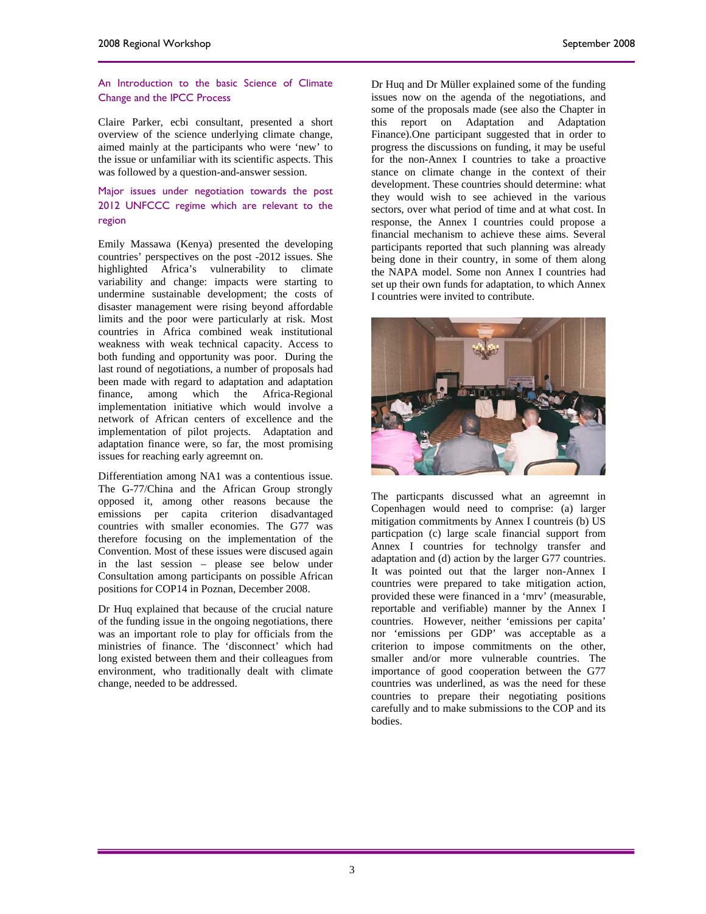## An Introduction to the basic Science of Climate Change and the IPCC Process

Claire Parker, ecbi consultant, presented a short overview of the science underlying climate change, aimed mainly at the participants who were 'new' to the issue or unfamiliar with its scientific aspects. This was followed by a question-and-answer session.

## Major issues under negotiation towards the post 2012 UNFCCC regime which are relevant to the region

Emily Massawa (Kenya) presented the developing countries' perspectives on the post -2012 issues. She highlighted Africa's vulnerability to climate variability and change: impacts were starting to undermine sustainable development; the costs of disaster management were rising beyond affordable limits and the poor were particularly at risk. Most countries in Africa combined weak institutional weakness with weak technical capacity. Access to both funding and opportunity was poor. During the last round of negotiations, a number of proposals had been made with regard to adaptation and adaptation finance, among which the Africa-Regional implementation initiative which would involve a network of African centers of excellence and the implementation of pilot projects. Adaptation and adaptation finance were, so far, the most promising issues for reaching early agreemnt on.

Differentiation among NA1 was a contentious issue. The G-77/China and the African Group strongly opposed it, among other reasons because the emissions per capita criterion disadvantaged countries with smaller economies. The G77 was therefore focusing on the implementation of the Convention. Most of these issues were discused again in the last session – please see below under Consultation among participants on possible African positions for COP14 in Poznan, December 2008.

Dr Huq explained that because of the crucial nature of the funding issue in the ongoing negotiations, there was an important role to play for officials from the ministries of finance. The 'disconnect' which had long existed between them and their colleagues from environment, who traditionally dealt with climate change, needed to be addressed.

Dr Huq and Dr Müller explained some of the funding issues now on the agenda of the negotiations, and some of the proposals made (see also the Chapter in this report on Adaptation and Adaptation Finance).One participant suggested that in order to progress the discussions on funding, it may be useful for the non-Annex I countries to take a proactive stance on climate change in the context of their development. These countries should determine: what they would wish to see achieved in the various sectors, over what period of time and at what cost. In response, the Annex I countries could propose a financial mechanism to achieve these aims. Several participants reported that such planning was already being done in their country, in some of them along the NAPA model. Some non Annex I countries had set up their own funds for adaptation, to which Annex I countries were invited to contribute.

The particpants discussed what an agreemnt in Copenhagen would need to comprise: (a) larger mitigation commitments by Annex I countreis (b) US particpation (c) large scale financial support from Annex I countries for technolgy transfer and adaptation and (d) action by the larger G77 countries. It was pointed out that the larger non-Annex I countries were prepared to take mitigation action, provided these were financed in a 'mrv' (measurable, reportable and verifiable) manner by the Annex I countries. However, neither 'emissions per capita' nor 'emissions per GDP' was acceptable as a criterion to impose commitments on the other, smaller and/or more vulnerable countries. The importance of good cooperation between the G77 countries was underlined, as was the need for these countries to prepare their negotiating positions carefully and to make submissions to the COP and its bodies.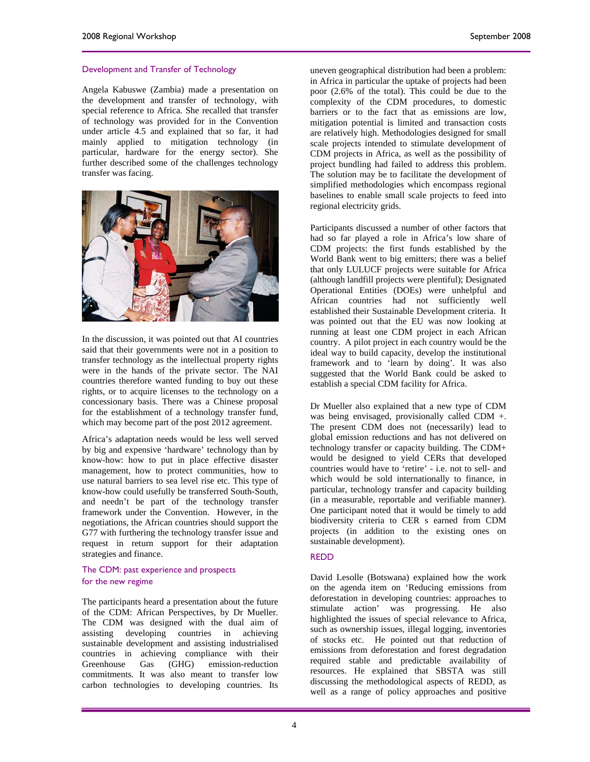## Development and Transfer of Technology

Angela Kabuswe (Zambia) made a presentation on the development and transfer of technology, with special reference to Africa. She recalled that transfer of technology was provided for in the Convention under article 4.5 and explained that so far, it had mainly applied to mitigation technology (in particular, hardware for the energy sector). She further described some of the challenges technology transfer was facing.

In the discussion, it was pointed out that AI countries said that their governments were not in a position to transfer technology as the intellectual property rights were in the hands of the private sector. The NAI countries therefore wanted funding to buy out these rights, or to acquire licenses to the technology on a concessionary basis. There was a Chinese proposal for the establishment of a technology transfer fund, which may become part of the post 2012 agreement.

Africa's adaptation needs would be less well served by big and expensive 'hardware' technology than by know-how: how to put in place effective disaster management, how to protect communities, how to use natural barriers to sea level rise etc. This type of know-how could usefully be transferred South-South, and needn't be part of the technology transfer framework under the Convention. However, in the negotiations, the African countries should support the G77 with furthering the technology transfer issue and request in return support for their adaptation strategies and finance.

## The CDM: past experience and prospects for the new regime

The participants heard a presentation about the future of the CDM: African Perspectives, by Dr Mueller. The CDM was designed with the dual aim of assisting developing countries in achieving sustainable development and assisting industrialised countries in achieving compliance with their Greenhouse Gas (GHG) emission-reduction commitments. It was also meant to transfer low carbon technologies to developing countries. Its uneven geographical distribution had been a problem: in Africa in particular the uptake of projects had been poor (2.6% of the total). This could be due to the complexity of the CDM procedures, to domestic barriers or to the fact that as emissions are low, mitigation potential is limited and transaction costs are relatively high. Methodologies designed for small scale projects intended to stimulate development of CDM projects in Africa, as well as the possibility of project bundling had failed to address this problem. The solution may be to facilitate the development of simplified methodologies which encompass regional baselines to enable small scale projects to feed into regional electricity grids.

Participants discussed a number of other factors that had so far played a role in Africa's low share of CDM projects: the first funds established by the World Bank went to big emitters; there was a belief that only LULUCF projects were suitable for Africa (although landfill projects were plentiful); Designated Operational Entities (DOEs) were unhelpful and African countries had not sufficiently well established their Sustainable Development criteria. It was pointed out that the EU was now looking at running at least one CDM project in each African country. A pilot project in each country would be the ideal way to build capacity, develop the institutional framework and to 'learn by doing'. It was also suggested that the World Bank could be asked to establish a special CDM facility for Africa.

Dr Mueller also explained that a new type of CDM was being envisaged, provisionally called CDM +. The present CDM does not (necessarily) lead to global emission reductions and has not delivered on technology transfer or capacity building. The CDM+ would be designed to yield CERs that developed countries would have to 'retire' - i.e. not to sell- and which would be sold internationally to finance, in particular, technology transfer and capacity building (in a measurable, reportable and verifiable manner). One participant noted that it would be timely to add biodiversity criteria to CER s earned from CDM projects (in addition to the existing ones on sustainable development).

## REDD

David Lesolle (Botswana) explained how the work on the agenda item on 'Reducing emissions from deforestation in developing countries: approaches to stimulate action' was progressing. He also highlighted the issues of special relevance to Africa, such as ownership issues, illegal logging, inventories of stocks etc. He pointed out that reduction of emissions from deforestation and forest degradation required stable and predictable availability of resources. He explained that SBSTA was still discussing the methodological aspects of REDD, as well as a range of policy approaches and positive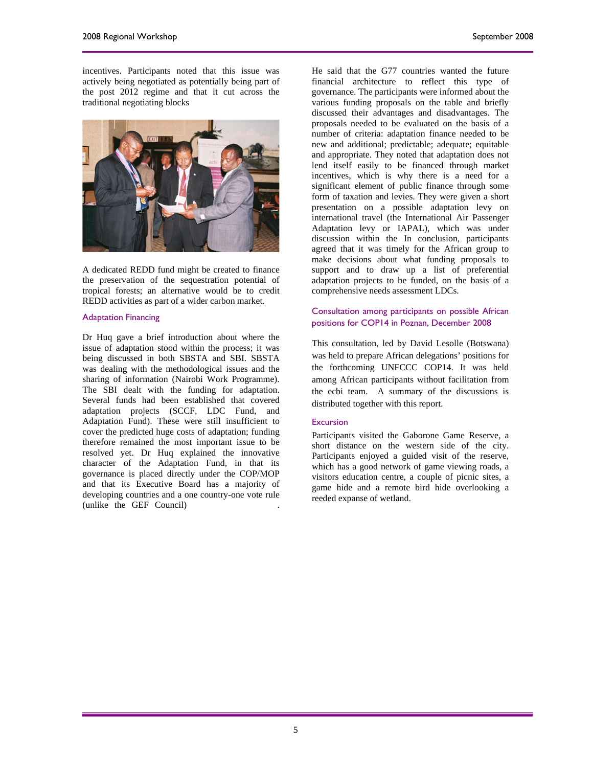incentives. Participants noted that this issue was actively being negotiated as potentially being part of the post 2012 regime and that it cut across the traditional negotiating blocks

A dedicated REDD fund might be created to finance the preservation of the sequestration potential of tropical forests; an alternative would be to credit REDD activities as part of a wider carbon market.

### Adaptation Financing

Dr Huq gave a brief introduction about where the issue of adaptation stood within the process; it was being discussed in both SBSTA and SBI. SBSTA was dealing with the methodological issues and the sharing of information (Nairobi Work Programme). The SBI dealt with the funding for adaptation. Several funds had been established that covered adaptation projects (SCCF, LDC Fund, and Adaptation Fund). These were still insufficient to cover the predicted huge costs of adaptation; funding therefore remained the most important issue to be resolved yet. Dr Huq explained the innovative character of the Adaptation Fund, in that its governance is placed directly under the COP/MOP and that its Executive Board has a majority of developing countries and a one country-one vote rule (unlike the GEF Council) .

He said that the G77 countries wanted the future financial architecture to reflect this type of governance. The participants were informed about the various funding proposals on the table and briefly discussed their advantages and disadvantages. The proposals needed to be evaluated on the basis of a number of criteria: adaptation finance needed to be new and additional; predictable; adequate; equitable and appropriate. They noted that adaptation does not lend itself easily to be financed through market incentives, which is why there is a need for a significant element of public finance through some form of taxation and levies. They were given a short presentation on a possible adaptation levy on international travel (the International Air Passenger Adaptation levy or IAPAL), which was under discussion within the In conclusion, participants agreed that it was timely for the African group to make decisions about what funding proposals to support and to draw up a list of preferential adaptation projects to be funded, on the basis of a comprehensive needs assessment LDCs.

### Consultation among participants on possible African positions for COP14 in Poznan, December 2008

This consultation, led by David Lesolle (Botswana) was held to prepare African delegations' positions for the forthcoming UNFCCC COP14. It was held among African participants without facilitation from the ecbi team. A summary of the discussions is distributed together with this report.

### Excursion

Participants visited the Gaborone Game Reserve, a short distance on the western side of the city. Participants enjoyed a guided visit of the reserve, which has a good network of game viewing roads, a visitors education centre, a couple of picnic sites, a game hide and a remote bird hide overlooking a reeded expanse of wetland.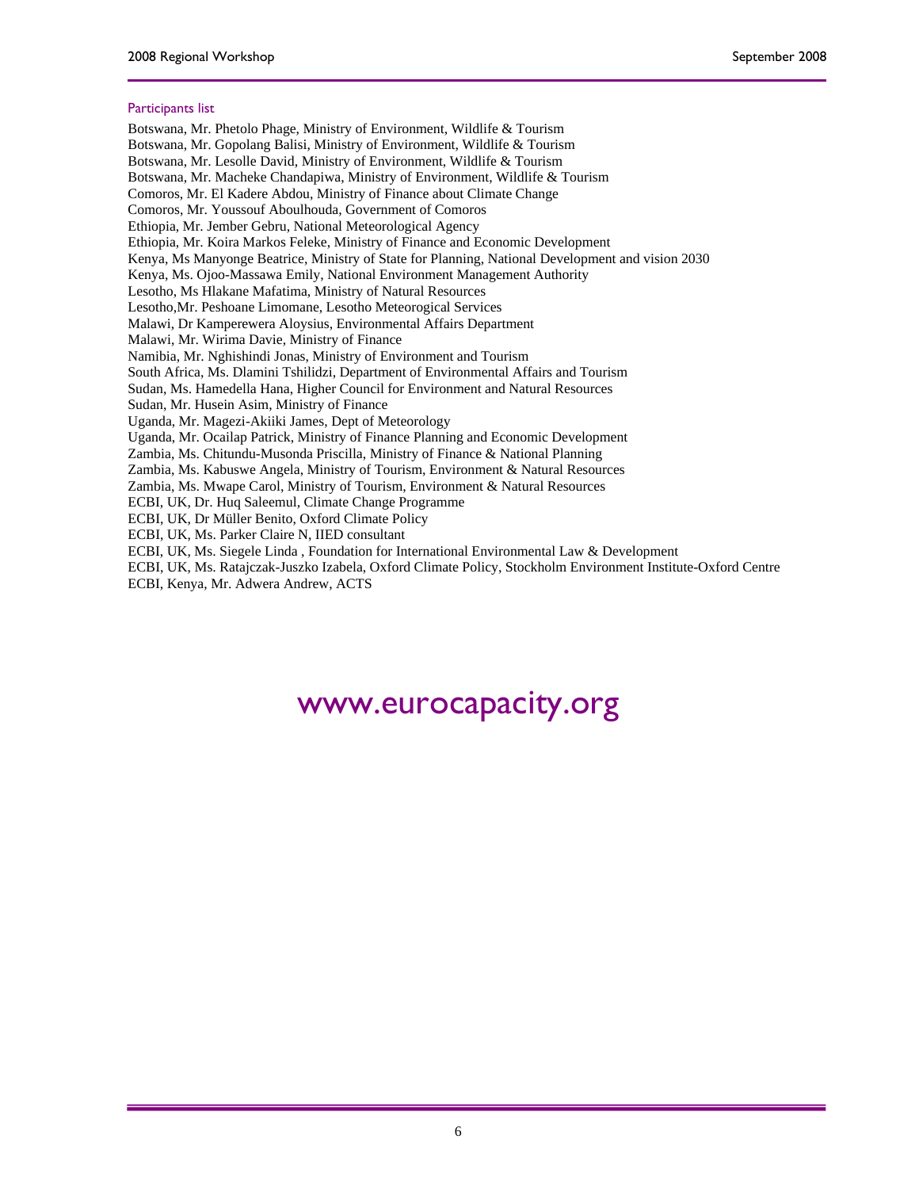## Participants list

Botswana, Mr. Phetolo Phage, Ministry of Environment, Wildlife & Tourism
Botswana, Mr. Gopolang Balisi, Ministry of Environment, Wildlife & Tourism
Botswana, Mr. Lesolle David, Ministry of Environment, Wildlife & Tourism
Botswana, Mr. Macheke Chandapiwa, Ministry of Environment, Wildlife & Tourism
Comoros, Mr. El Kadere Abdou, Ministry of Finance about Climate Change
Comoros, Mr. Youssouf Aboulhouda, Government of Comoros
Ethiopia, Mr. Jember Gebru, National Meteorological Agency
Ethiopia, Mr. Koira Markos Feleke, Ministry of Finance and Economic Development
Kenya, Ms Manyonge Beatrice, Ministry of State for Planning, National Development and vision 2030
Kenya, Ms. Ojoo-Massawa Emily, National Environment Management Authority
Lesotho, Ms Hlakane Mafatima, Ministry of Natural Resources
Lesotho,Mr. Peshoane Limomane, Lesotho Meteorogical Services
Malawi, Dr Kamperewera Aloysius, Environmental Affairs Department
Malawi, Mr. Wirima Davie, Ministry of Finance
Namibia, Mr. Nghishindi Jonas, Ministry of Environment and Tourism
South Africa, Ms. Dlamini Tshilidzi, Department of Environmental Affairs and Tourism
Sudan, Ms. Hamedella Hana, Higher Council for Environment and Natural Resources
Sudan, Mr. Husein Asim, Ministry of Finance
Uganda, Mr. Magezi-Akiiki James, Dept of Meteorology
Uganda, Mr. Ocailap Patrick, Ministry of Finance Planning and Economic Development
Zambia, Ms. Chitundu-Musonda Priscilla, Ministry of Finance & National Planning
Zambia, Ms. Kabuswe Angela, Ministry of Tourism, Environment & Natural Resources
Zambia, Ms. Mwape Carol, Ministry of Tourism, Environment & Natural Resources
ECBI, UK, Dr. Huq Saleemul, Climate Change Programme
ECBI, UK, Dr Müller Benito, Oxford Climate Policy
ECBI, UK, Ms. Parker Claire N, IIED consultant
ECBI, UK, Ms. Siegele Linda , Foundation for International Environmental Law & Development
ECBI, UK, Ms. Ratajczak-Juszko Izabela, Oxford Climate Policy, Stockholm Environment Institute-Oxford Centre
ECBI, Kenya, Mr. Adwera Andrew, ACTS

# www.eurocapacity.org